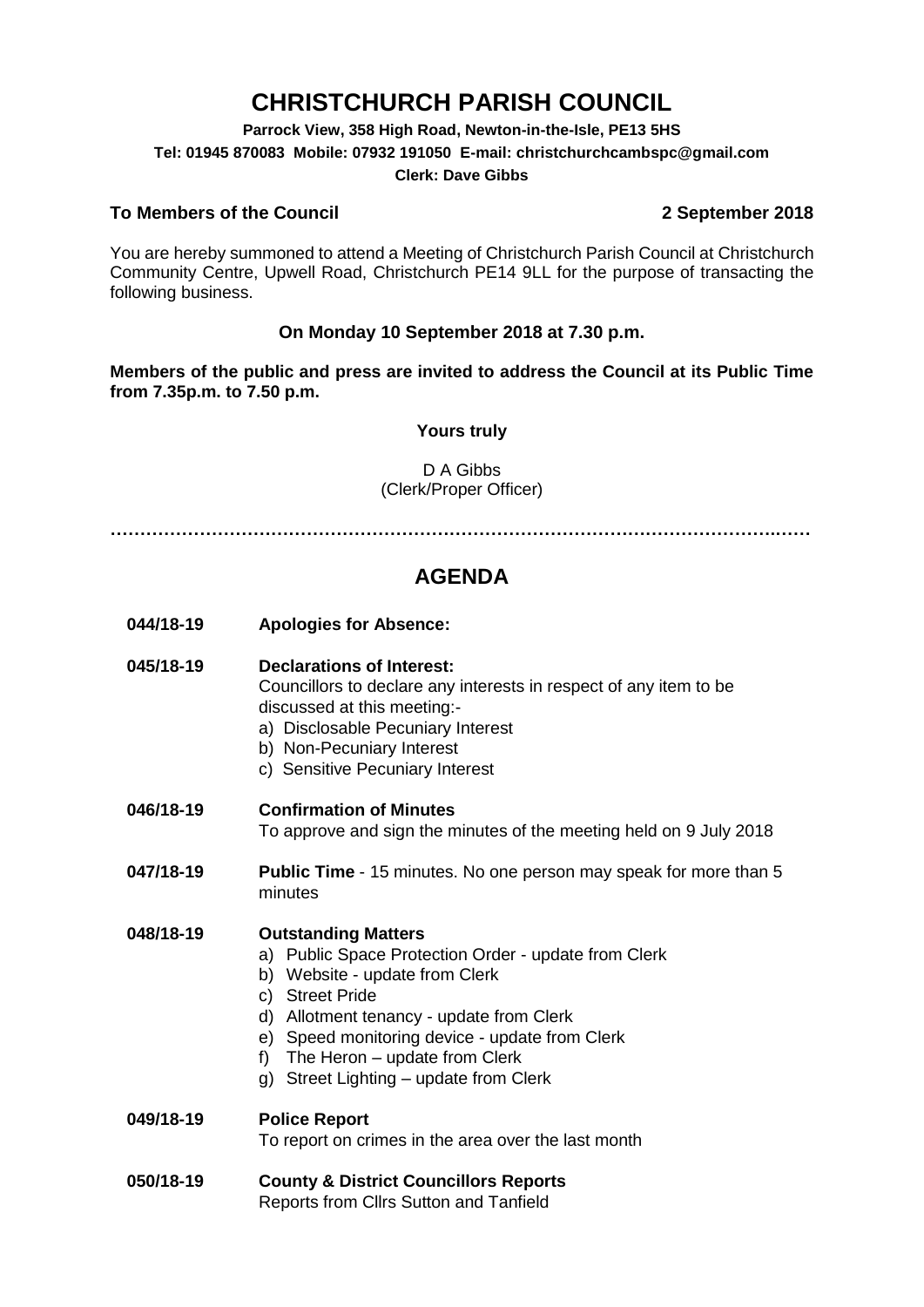# CHRISTCHURCH PARISH COUNCIL

**Parrock View, 358 High Road, Newton-in-the-Isle, PE13 5HS**
**Tel: 01945 870083 Mobile: 07932 191050 E-mail: christchurchcambspc@gmail.com**
**Clerk: Dave Gibbs**

**To Members of the Council** **2 September 2018**

You are hereby summoned to attend a Meeting of Christchurch Parish Council at Christchurch Community Centre, Upwell Road, Christchurch PE14 9LL for the purpose of transacting the following business.

**On Monday 10 September 2018 at 7.30 p.m.**

**Members of the public and press are invited to address the Council at its Public Time from 7.35p.m. to 7.50 p.m.**

**Yours truly**

D A Gibbs
(Clerk/Proper Officer)

…………………………………………………………………………………………………….……

## AGENDA

**044/18-19** **Apologies for Absence:**

**045/18-19** **Declarations of Interest:**
Councillors to declare any interests in respect of any item to be discussed at this meeting:-

a) Disclosable Pecuniary Interest
b) Non-Pecuniary Interest
c) Sensitive Pecuniary Interest

**046/18-19** **Confirmation of Minutes**
To approve and sign the minutes of the meeting held on 9 July 2018

**047/18-19** **Public Time** - 15 minutes. No one person may speak for more than 5 minutes

**048/18-19** **Outstanding Matters**

a) Public Space Protection Order - update from Clerk
b) Website - update from Clerk
c) Street Pride
d) Allotment tenancy - update from Clerk
e) Speed monitoring device - update from Clerk
f) The Heron – update from Clerk
g) Street Lighting – update from Clerk

**049/18-19** **Police Report**
To report on crimes in the area over the last month

**050/18-19** **County & District Councillors Reports**
Reports from Cllrs Sutton and Tanfield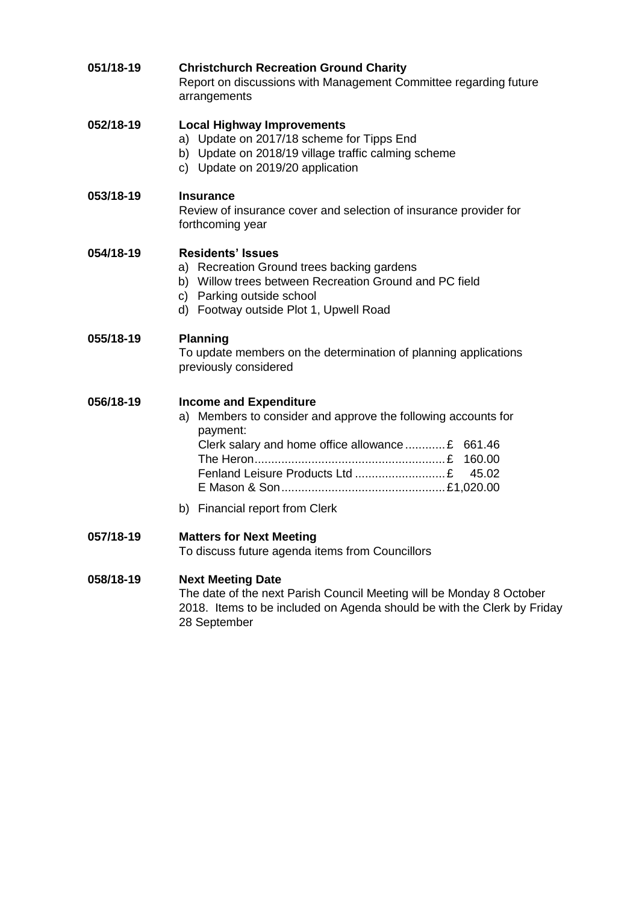**051/18-19** **Christchurch Recreation Ground Charity**
Report on discussions with Management Committee regarding future arrangements

**052/18-19** **Local Highway Improvements**

a) Update on 2017/18 scheme for Tipps End
b) Update on 2018/19 village traffic calming scheme
c) Update on 2019/20 application

**053/18-19** **Insurance**
Review of insurance cover and selection of insurance provider for forthcoming year

**054/18-19** **Residents' Issues**

a) Recreation Ground trees backing gardens
b) Willow trees between Recreation Ground and PC field
c) Parking outside school
d) Footway outside Plot 1, Upwell Road

**055/18-19** **Planning**
To update members on the determination of planning applications previously considered

**056/18-19** **Income and Expenditure**

a) Members to consider and approve the following accounts for payment:

| | |
|---|---|
| Clerk salary and home office allowance | £ 661.46 |
| The Heron | £ 160.00 |
| Fenland Leisure Products Ltd | £ 45.02 |
| E Mason & Son | £1,020.00 |

b) Financial report from Clerk

**057/18-19** **Matters for Next Meeting**
To discuss future agenda items from Councillors

**058/18-19** **Next Meeting Date**
The date of the next Parish Council Meeting will be Monday 8 October 2018. Items to be included on Agenda should be with the Clerk by Friday 28 September